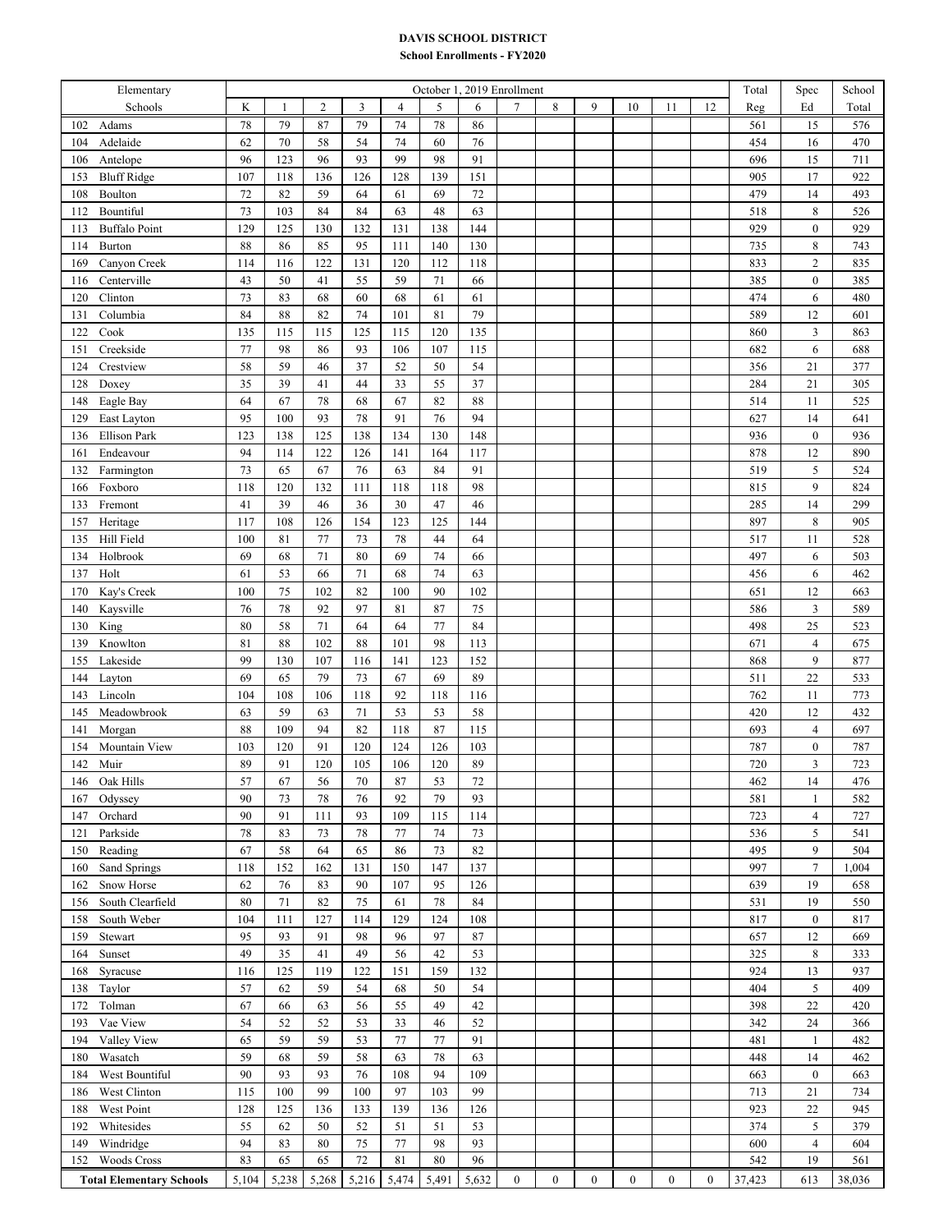# DAVIS SCHOOL DISTRICT

## School Enrollments - FY2020

| Elementary | October 1, 2019 Enrollment | | | | | | | | | | | | | Total | Spec | School |
|---|---|---|---|---|---|---|---|---|---|---|---|---|---|---|---|---|
| Schools | K | 1 | 2 | 3 | 4 | 5 | 6 | 7 | 8 | 9 | 10 | 11 | 12 | Reg | Ed | Total |
| 102 Adams | 78 | 79 | 87 | 79 | 74 | 78 | 86 | | | | | | | 561 | 15 | 576 |
| 104 Adelaide | 62 | 70 | 58 | 54 | 74 | 60 | 76 | | | | | | | 454 | 16 | 470 |
| 106 Antelope | 96 | 123 | 96 | 93 | 99 | 98 | 91 | | | | | | | 696 | 15 | 711 |
| 153 Bluff Ridge | 107 | 118 | 136 | 126 | 128 | 139 | 151 | | | | | | | 905 | 17 | 922 |
| 108 Boulton | 72 | 82 | 59 | 64 | 61 | 69 | 72 | | | | | | | 479 | 14 | 493 |
| 112 Bountiful | 73 | 103 | 84 | 84 | 63 | 48 | 63 | | | | | | | 518 | 8 | 526 |
| 113 Buffalo Point | 129 | 125 | 130 | 132 | 131 | 138 | 144 | | | | | | | 929 | 0 | 929 |
| 114 Burton | 88 | 86 | 85 | 95 | 111 | 140 | 130 | | | | | | | 735 | 8 | 743 |
| 169 Canyon Creek | 114 | 116 | 122 | 131 | 120 | 112 | 118 | | | | | | | 833 | 2 | 835 |
| 116 Centerville | 43 | 50 | 41 | 55 | 59 | 71 | 66 | | | | | | | 385 | 0 | 385 |
| 120 Clinton | 73 | 83 | 68 | 60 | 68 | 61 | 61 | | | | | | | 474 | 6 | 480 |
| 131 Columbia | 84 | 88 | 82 | 74 | 101 | 81 | 79 | | | | | | | 589 | 12 | 601 |
| 122 Cook | 135 | 115 | 115 | 125 | 115 | 120 | 135 | | | | | | | 860 | 3 | 863 |
| 151 Creekside | 77 | 98 | 86 | 93 | 106 | 107 | 115 | | | | | | | 682 | 6 | 688 |
| 124 Crestview | 58 | 59 | 46 | 37 | 52 | 50 | 54 | | | | | | | 356 | 21 | 377 |
| 128 Doxey | 35 | 39 | 41 | 44 | 33 | 55 | 37 | | | | | | | 284 | 21 | 305 |
| 148 Eagle Bay | 64 | 67 | 78 | 68 | 67 | 82 | 88 | | | | | | | 514 | 11 | 525 |
| 129 East Layton | 95 | 100 | 93 | 78 | 91 | 76 | 94 | | | | | | | 627 | 14 | 641 |
| 136 Ellison Park | 123 | 138 | 125 | 138 | 134 | 130 | 148 | | | | | | | 936 | 0 | 936 |
| 161 Endeavour | 94 | 114 | 122 | 126 | 141 | 164 | 117 | | | | | | | 878 | 12 | 890 |
| 132 Farmington | 73 | 65 | 67 | 76 | 63 | 84 | 91 | | | | | | | 519 | 5 | 524 |
| 166 Foxboro | 118 | 120 | 132 | 111 | 118 | 118 | 98 | | | | | | | 815 | 9 | 824 |
| 133 Fremont | 41 | 39 | 46 | 36 | 30 | 47 | 46 | | | | | | | 285 | 14 | 299 |
| 157 Heritage | 117 | 108 | 126 | 154 | 123 | 125 | 144 | | | | | | | 897 | 8 | 905 |
| 135 Hill Field | 100 | 81 | 77 | 73 | 78 | 44 | 64 | | | | | | | 517 | 11 | 528 |
| 134 Holbrook | 69 | 68 | 71 | 80 | 69 | 74 | 66 | | | | | | | 497 | 6 | 503 |
| 137 Holt | 61 | 53 | 66 | 71 | 68 | 74 | 63 | | | | | | | 456 | 6 | 462 |
| 170 Kay's Creek | 100 | 75 | 102 | 82 | 100 | 90 | 102 | | | | | | | 651 | 12 | 663 |
| 140 Kaysville | 76 | 78 | 92 | 97 | 81 | 87 | 75 | | | | | | | 586 | 3 | 589 |
| 130 King | 80 | 58 | 71 | 64 | 64 | 77 | 84 | | | | | | | 498 | 25 | 523 |
| 139 Knowlton | 81 | 88 | 102 | 88 | 101 | 98 | 113 | | | | | | | 671 | 4 | 675 |
| 155 Lakeside | 99 | 130 | 107 | 116 | 141 | 123 | 152 | | | | | | | 868 | 9 | 877 |
| 144 Layton | 69 | 65 | 79 | 73 | 67 | 69 | 89 | | | | | | | 511 | 22 | 533 |
| 143 Lincoln | 104 | 108 | 106 | 118 | 92 | 118 | 116 | | | | | | | 762 | 11 | 773 |
| 145 Meadowbrook | 63 | 59 | 63 | 71 | 53 | 53 | 58 | | | | | | | 420 | 12 | 432 |
| 141 Morgan | 88 | 109 | 94 | 82 | 118 | 87 | 115 | | | | | | | 693 | 4 | 697 |
| 154 Mountain View | 103 | 120 | 91 | 120 | 124 | 126 | 103 | | | | | | | 787 | 0 | 787 |
| 142 Muir | 89 | 91 | 120 | 105 | 106 | 120 | 89 | | | | | | | 720 | 3 | 723 |
| 146 Oak Hills | 57 | 67 | 56 | 70 | 87 | 53 | 72 | | | | | | | 462 | 14 | 476 |
| 167 Odyssey | 90 | 73 | 78 | 76 | 92 | 79 | 93 | | | | | | | 581 | 1 | 582 |
| 147 Orchard | 90 | 91 | 111 | 93 | 109 | 115 | 114 | | | | | | | 723 | 4 | 727 |
| 121 Parkside | 78 | 83 | 73 | 78 | 77 | 74 | 73 | | | | | | | 536 | 5 | 541 |
| 150 Reading | 67 | 58 | 64 | 65 | 86 | 73 | 82 | | | | | | | 495 | 9 | 504 |
| 160 Sand Springs | 118 | 152 | 162 | 131 | 150 | 147 | 137 | | | | | | | 997 | 7 | 1,004 |
| 162 Snow Horse | 62 | 76 | 83 | 90 | 107 | 95 | 126 | | | | | | | 639 | 19 | 658 |
| 156 South Clearfield | 80 | 71 | 82 | 75 | 61 | 78 | 84 | | | | | | | 531 | 19 | 550 |
| 158 South Weber | 104 | 111 | 127 | 114 | 129 | 124 | 108 | | | | | | | 817 | 0 | 817 |
| 159 Stewart | 95 | 93 | 91 | 98 | 96 | 97 | 87 | | | | | | | 657 | 12 | 669 |
| 164 Sunset | 49 | 35 | 41 | 49 | 56 | 42 | 53 | | | | | | | 325 | 8 | 333 |
| 168 Syracuse | 116 | 125 | 119 | 122 | 151 | 159 | 132 | | | | | | | 924 | 13 | 937 |
| 138 Taylor | 57 | 62 | 59 | 54 | 68 | 50 | 54 | | | | | | | 404 | 5 | 409 |
| 172 Tolman | 67 | 66 | 63 | 56 | 55 | 49 | 42 | | | | | | | 398 | 22 | 420 |
| 193 Vae View | 54 | 52 | 52 | 53 | 33 | 46 | 52 | | | | | | | 342 | 24 | 366 |
| 194 Valley View | 65 | 59 | 59 | 53 | 77 | 77 | 91 | | | | | | | 481 | 1 | 482 |
| 180 Wasatch | 59 | 68 | 59 | 58 | 63 | 78 | 63 | | | | | | | 448 | 14 | 462 |
| 184 West Bountiful | 90 | 93 | 93 | 76 | 108 | 94 | 109 | | | | | | | 663 | 0 | 663 |
| 186 West Clinton | 115 | 100 | 99 | 100 | 97 | 103 | 99 | | | | | | | 713 | 21 | 734 |
| 188 West Point | 128 | 125 | 136 | 133 | 139 | 136 | 126 | | | | | | | 923 | 22 | 945 |
| 192 Whitesides | 55 | 62 | 50 | 52 | 51 | 51 | 53 | | | | | | | 374 | 5 | 379 |
| 149 Windridge | 94 | 83 | 80 | 75 | 77 | 98 | 93 | | | | | | | 600 | 4 | 604 |
| 152 Woods Cross | 83 | 65 | 65 | 72 | 81 | 80 | 96 | | | | | | | 542 | 19 | 561 |
| **Total Elementary Schools** | 5,104 | 5,238 | 5,268 | 5,216 | 5,474 | 5,491 | 5,632 | 0 | 0 | 0 | 0 | 0 | 0 | 37,423 | 613 | 38,036 |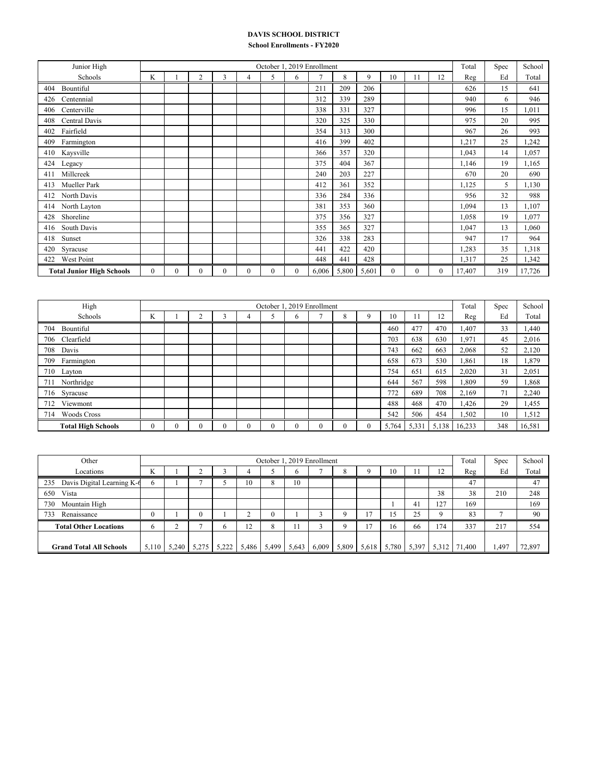**DAVIS SCHOOL DISTRICT**

**School Enrollments - FY2020**

| Junior High | October 1, 2019 Enrollment | | | | | | | | | | | | | Total | Spec | School |
|---|---|---|---|---|---|---|---|---|---|---|---|---|---|---|---|---|
| Schools | K | 1 | 2 | 3 | 4 | 5 | 6 | 7 | 8 | 9 | 10 | 11 | 12 | Reg | Ed | Total |
| 404 Bountiful | | | | | | | | 211 | 209 | 206 | | | | 626 | 15 | 641 |
| 426 Centennial | | | | | | | | 312 | 339 | 289 | | | | 940 | 6 | 946 |
| 406 Centerville | | | | | | | | 338 | 331 | 327 | | | | 996 | 15 | 1,011 |
| 408 Central Davis | | | | | | | | 320 | 325 | 330 | | | | 975 | 20 | 995 |
| 402 Fairfield | | | | | | | | 354 | 313 | 300 | | | | 967 | 26 | 993 |
| 409 Farmington | | | | | | | | 416 | 399 | 402 | | | | 1,217 | 25 | 1,242 |
| 410 Kaysville | | | | | | | | 366 | 357 | 320 | | | | 1,043 | 14 | 1,057 |
| 424 Legacy | | | | | | | | 375 | 404 | 367 | | | | 1,146 | 19 | 1,165 |
| 411 Millcreek | | | | | | | | 240 | 203 | 227 | | | | 670 | 20 | 690 |
| 413 Mueller Park | | | | | | | | 412 | 361 | 352 | | | | 1,125 | 5 | 1,130 |
| 412 North Davis | | | | | | | | 336 | 284 | 336 | | | | 956 | 32 | 988 |
| 414 North Layton | | | | | | | | 381 | 353 | 360 | | | | 1,094 | 13 | 1,107 |
| 428 Shoreline | | | | | | | | 375 | 356 | 327 | | | | 1,058 | 19 | 1,077 |
| 416 South Davis | | | | | | | | 355 | 365 | 327 | | | | 1,047 | 13 | 1,060 |
| 418 Sunset | | | | | | | | 326 | 338 | 283 | | | | 947 | 17 | 964 |
| 420 Syracuse | | | | | | | | 441 | 422 | 420 | | | | 1,283 | 35 | 1,318 |
| 422 West Point | | | | | | | | 448 | 441 | 428 | | | | 1,317 | 25 | 1,342 |
| **Total Junior High Schools** | 0 | 0 | 0 | 0 | 0 | 0 | 0 | 6,006 | 5,800 | 5,601 | 0 | 0 | 0 | 17,407 | 319 | 17,726 |

| High | October 1, 2019 Enrollment | | | | | | | | | | | | | Total | Spec | School |
|---|---|---|---|---|---|---|---|---|---|---|---|---|---|---|---|---|
| Schools | K | 1 | 2 | 3 | 4 | 5 | 6 | 7 | 8 | 9 | 10 | 11 | 12 | Reg | Ed | Total |
| 704 Bountiful | | | | | | | | | | | 460 | 477 | 470 | 1,407 | 33 | 1,440 |
| 706 Clearfield | | | | | | | | | | | 703 | 638 | 630 | 1,971 | 45 | 2,016 |
| 708 Davis | | | | | | | | | | | 743 | 662 | 663 | 2,068 | 52 | 2,120 |
| 709 Farmington | | | | | | | | | | | 658 | 673 | 530 | 1,861 | 18 | 1,879 |
| 710 Layton | | | | | | | | | | | 754 | 651 | 615 | 2,020 | 31 | 2,051 |
| 711 Northridge | | | | | | | | | | | 644 | 567 | 598 | 1,809 | 59 | 1,868 |
| 716 Syracuse | | | | | | | | | | | 772 | 689 | 708 | 2,169 | 71 | 2,240 |
| 712 Viewmont | | | | | | | | | | | 488 | 468 | 470 | 1,426 | 29 | 1,455 |
| 714 Woods Cross | | | | | | | | | | | 542 | 506 | 454 | 1,502 | 10 | 1,512 |
| **Total High Schools** | 0 | 0 | 0 | 0 | 0 | 0 | 0 | 0 | 0 | 0 | 5,764 | 5,331 | 5,138 | 16,233 | 348 | 16,581 |

| Other | October 1, 2019 Enrollment | | | | | | | | | | | | | Total | Spec | School |
|---|---|---|---|---|---|---|---|---|---|---|---|---|---|---|---|---|
| Locations | K | 1 | 2 | 3 | 4 | 5 | 6 | 7 | 8 | 9 | 10 | 11 | 12 | Reg | Ed | Total |
| 235 Davis Digital Learning K-6 | 6 | 1 | 7 | 5 | 10 | 8 | 10 | | | | | | | 47 | | 47 |
| 650 Vista | | | | | | | | | | | | | 38 | 38 | 210 | 248 |
| 730 Mountain High | | | | | | | | | | | 1 | 41 | 127 | 169 | | 169 |
| 733 Renaissance | 0 | 1 | 0 | 1 | 2 | 0 | 1 | 3 | 9 | 17 | 15 | 25 | 9 | 83 | 7 | 90 |
| **Total Other Locations** | 6 | 2 | 7 | 6 | 12 | 8 | 11 | 3 | 9 | 17 | 16 | 66 | 174 | 337 | 217 | 554 |
| **Grand Total All Schools** | 5,110 | 5,240 | 5,275 | 5,222 | 5,486 | 5,499 | 5,643 | 6,009 | 5,809 | 5,618 | 5,780 | 5,397 | 5,312 | 71,400 | 1,497 | 72,897 |